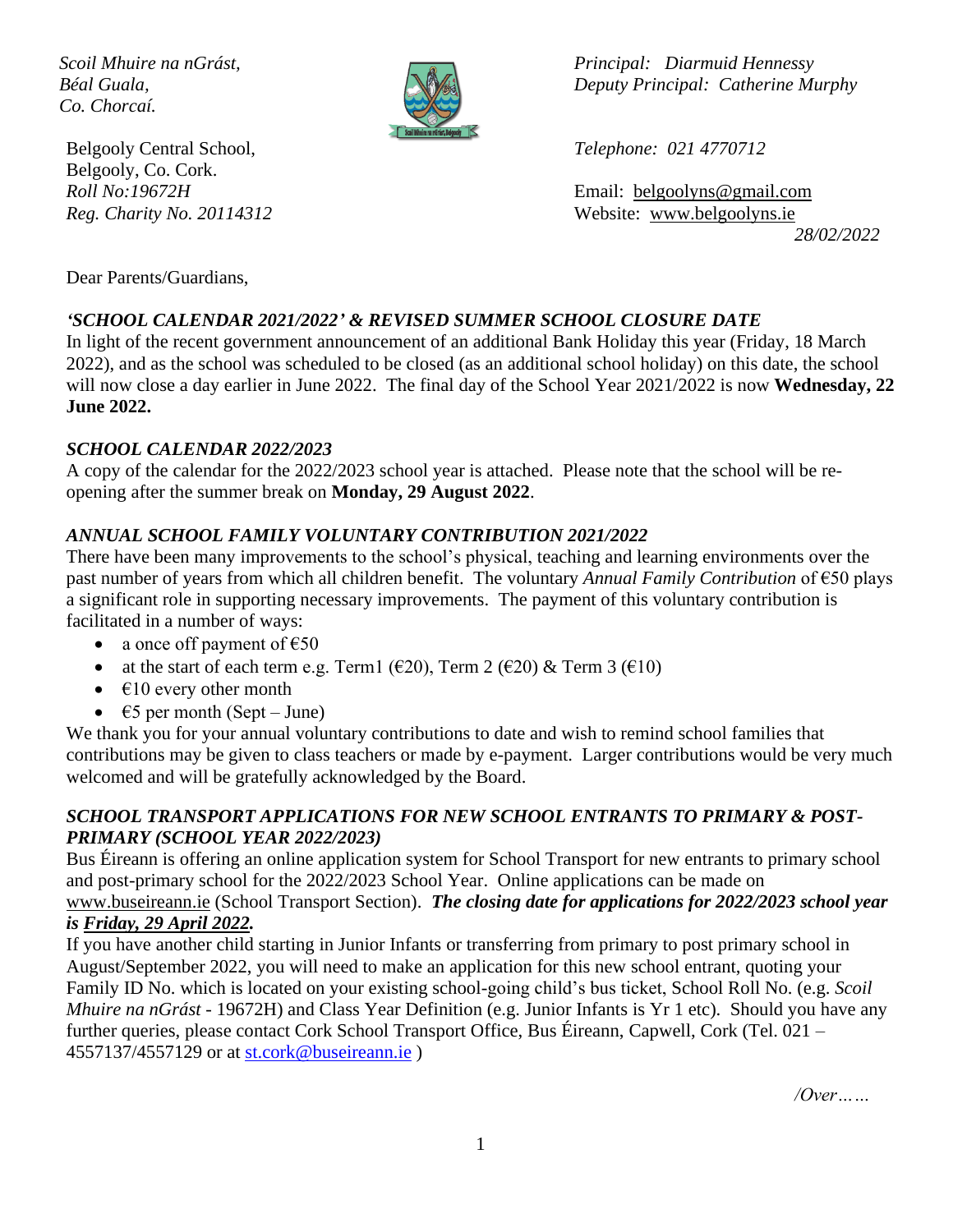*Scoil Mhuire na nGrást,*
*Béal Guala,*
*Co. Chorcaí.*

Belgooly Central School,
Belgooly, Co. Cork.
*Roll No:19672H*
*Reg. Charity No. 20114312*

*Principal: Diarmuid Hennessy*
*Deputy Principal: Catherine Murphy*

*Telephone: 021 4770712*

Email: belgoolyns@gmail.com
Website: www.belgoolyns.ie

*28/02/2022*

Dear Parents/Guardians,

### *'SCHOOL CALENDAR 2021/2022' & REVISED SUMMER SCHOOL CLOSURE DATE*

In light of the recent government announcement of an additional Bank Holiday this year (Friday, 18 March 2022), and as the school was scheduled to be closed (as an additional school holiday) on this date, the school will now close a day earlier in June 2022. The final day of the School Year 2021/2022 is now **Wednesday, 22 June 2022.**

### *SCHOOL CALENDAR 2022/2023*

A copy of the calendar for the 2022/2023 school year is attached. Please note that the school will be re-opening after the summer break on **Monday, 29 August 2022**.

### *ANNUAL SCHOOL FAMILY VOLUNTARY CONTRIBUTION 2021/2022*

There have been many improvements to the school's physical, teaching and learning environments over the past number of years from which all children benefit. The voluntary *Annual Family Contribution* of €50 plays a significant role in supporting necessary improvements. The payment of this voluntary contribution is facilitated in a number of ways:

- a once off payment of €50
- at the start of each term e.g. Term1 (€20), Term 2 (€20) & Term 3 (€10)
- €10 every other month
- €5 per month (Sept – June)

We thank you for your annual voluntary contributions to date and wish to remind school families that contributions may be given to class teachers or made by e-payment. Larger contributions would be very much welcomed and will be gratefully acknowledged by the Board.

### *SCHOOL TRANSPORT APPLICATIONS FOR NEW SCHOOL ENTRANTS TO PRIMARY & POST-PRIMARY (SCHOOL YEAR 2022/2023)*

Bus Éireann is offering an online application system for School Transport for new entrants to primary school and post-primary school for the 2022/2023 School Year. Online applications can be made on www.buseireann.ie (School Transport Section). ***The closing date for applications for 2022/2023 school year is Friday, 29 April 2022.***

If you have another child starting in Junior Infants or transferring from primary to post primary school in August/September 2022, you will need to make an application for this new school entrant, quoting your Family ID No. which is located on your existing school-going child's bus ticket, School Roll No. (e.g. *Scoil Mhuire na nGrást* - 19672H) and Class Year Definition (e.g. Junior Infants is Yr 1 etc). Should you have any further queries, please contact Cork School Transport Office, Bus Éireann, Capwell, Cork (Tel. 021 – 4557137/4557129 or at st.cork@buseireann.ie )

*/Over……*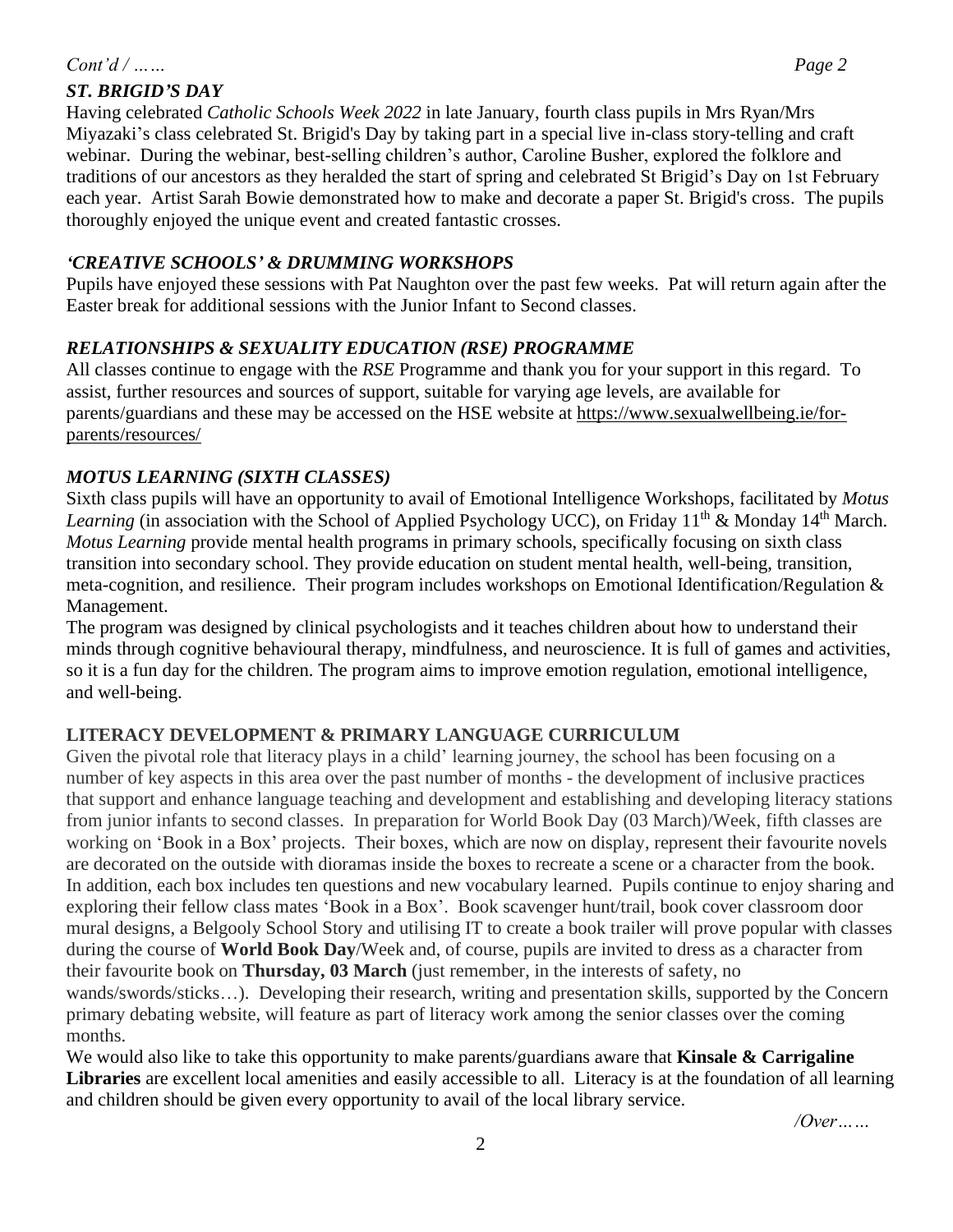*Cont'd / ……*

### *ST. BRIGID'S DAY*

Having celebrated *Catholic Schools Week 2022* in late January, fourth class pupils in Mrs Ryan/Mrs Miyazaki's class celebrated St. Brigid's Day by taking part in a special live in-class story-telling and craft webinar. During the webinar, best-selling children's author, Caroline Busher, explored the folklore and traditions of our ancestors as they heralded the start of spring and celebrated St Brigid's Day on 1st February each year. Artist Sarah Bowie demonstrated how to make and decorate a paper St. Brigid's cross. The pupils thoroughly enjoyed the unique event and created fantastic crosses.

### *'CREATIVE SCHOOLS' & DRUMMING WORKSHOPS*

Pupils have enjoyed these sessions with Pat Naughton over the past few weeks. Pat will return again after the Easter break for additional sessions with the Junior Infant to Second classes.

### *RELATIONSHIPS & SEXUALITY EDUCATION (RSE) PROGRAMME*

All classes continue to engage with the *RSE* Programme and thank you for your support in this regard. To assist, further resources and sources of support, suitable for varying age levels, are available for parents/guardians and these may be accessed on the HSE website at https://www.sexualwellbeing.ie/for-parents/resources/

### *MOTUS LEARNING (SIXTH CLASSES)*

Sixth class pupils will have an opportunity to avail of Emotional Intelligence Workshops, facilitated by *Motus Learning* (in association with the School of Applied Psychology UCC), on Friday 11th & Monday 14th March. *Motus Learning* provide mental health programs in primary schools, specifically focusing on sixth class transition into secondary school. They provide education on student mental health, well-being, transition, meta-cognition, and resilience. Their program includes workshops on Emotional Identification/Regulation & Management.

The program was designed by clinical psychologists and it teaches children about how to understand their minds through cognitive behavioural therapy, mindfulness, and neuroscience. It is full of games and activities, so it is a fun day for the children. The program aims to improve emotion regulation, emotional intelligence, and well-being.

### LITERACY DEVELOPMENT & PRIMARY LANGUAGE CURRICULUM

Given the pivotal role that literacy plays in a child' learning journey, the school has been focusing on a number of key aspects in this area over the past number of months - the development of inclusive practices that support and enhance language teaching and development and establishing and developing literacy stations from junior infants to second classes. In preparation for World Book Day (03 March)/Week, fifth classes are working on 'Book in a Box' projects. Their boxes, which are now on display, represent their favourite novels are decorated on the outside with dioramas inside the boxes to recreate a scene or a character from the book. In addition, each box includes ten questions and new vocabulary learned. Pupils continue to enjoy sharing and exploring their fellow class mates 'Book in a Box'. Book scavenger hunt/trail, book cover classroom door mural designs, a Belgooly School Story and utilising IT to create a book trailer will prove popular with classes during the course of **World Book Day**/Week and, of course, pupils are invited to dress as a character from their favourite book on **Thursday, 03 March** (just remember, in the interests of safety, no wands/swords/sticks…). Developing their research, writing and presentation skills, supported by the Concern primary debating website, will feature as part of literacy work among the senior classes over the coming months.

We would also like to take this opportunity to make parents/guardians aware that **Kinsale & Carrigaline Libraries** are excellent local amenities and easily accessible to all. Literacy is at the foundation of all learning and children should be given every opportunity to avail of the local library service.

*/Over……*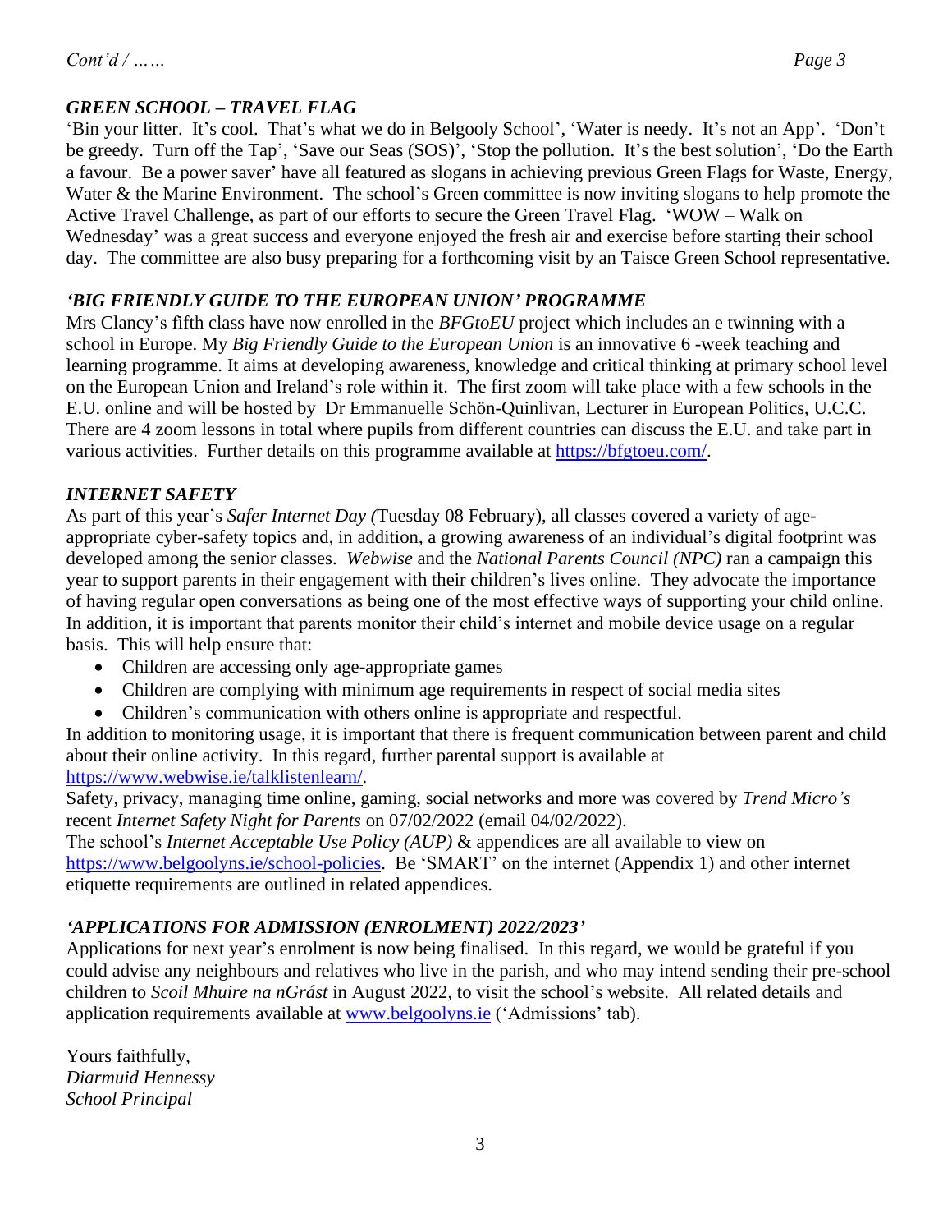*Cont'd / ……*

### *GREEN SCHOOL – TRAVEL FLAG*

'Bin your litter. It's cool. That's what we do in Belgooly School', 'Water is needy. It's not an App'. 'Don't be greedy. Turn off the Tap', 'Save our Seas (SOS)', 'Stop the pollution. It's the best solution', 'Do the Earth a favour. Be a power saver' have all featured as slogans in achieving previous Green Flags for Waste, Energy, Water & the Marine Environment. The school's Green committee is now inviting slogans to help promote the Active Travel Challenge, as part of our efforts to secure the Green Travel Flag. 'WOW – Walk on Wednesday' was a great success and everyone enjoyed the fresh air and exercise before starting their school day. The committee are also busy preparing for a forthcoming visit by an Taisce Green School representative.

### *'BIG FRIENDLY GUIDE TO THE EUROPEAN UNION' PROGRAMME*

Mrs Clancy's fifth class have now enrolled in the *BFGtoEU* project which includes an e twinning with a school in Europe. My *Big Friendly Guide to the European Union* is an innovative 6 -week teaching and learning programme. It aims at developing awareness, knowledge and critical thinking at primary school level on the European Union and Ireland's role within it. The first zoom will take place with a few schools in the E.U. online and will be hosted by Dr Emmanuelle Schön-Quinlivan, Lecturer in European Politics, U.C.C. There are 4 zoom lessons in total where pupils from different countries can discuss the E.U. and take part in various activities. Further details on this programme available at https://bfgtoeu.com/.

### *INTERNET SAFETY*

As part of this year's *Safer Internet Day (*Tuesday 08 February), all classes covered a variety of age-appropriate cyber-safety topics and, in addition, a growing awareness of an individual's digital footprint was developed among the senior classes. *Webwise* and the *National Parents Council (NPC)* ran a campaign this year to support parents in their engagement with their children's lives online. They advocate the importance of having regular open conversations as being one of the most effective ways of supporting your child online. In addition, it is important that parents monitor their child's internet and mobile device usage on a regular basis. This will help ensure that:

- Children are accessing only age-appropriate games
- Children are complying with minimum age requirements in respect of social media sites
- Children's communication with others online is appropriate and respectful.

In addition to monitoring usage, it is important that there is frequent communication between parent and child about their online activity. In this regard, further parental support is available at https://www.webwise.ie/talklistenlearn/.

Safety, privacy, managing time online, gaming, social networks and more was covered by *Trend Micro's* recent *Internet Safety Night for Parents* on 07/02/2022 (email 04/02/2022).

The school's *Internet Acceptable Use Policy (AUP)* & appendices are all available to view on https://www.belgoolyns.ie/school-policies. Be 'SMART' on the internet (Appendix 1) and other internet etiquette requirements are outlined in related appendices.

### *'APPLICATIONS FOR ADMISSION (ENROLMENT) 2022/2023'*

Applications for next year's enrolment is now being finalised. In this regard, we would be grateful if you could advise any neighbours and relatives who live in the parish, and who may intend sending their pre-school children to *Scoil Mhuire na nGrást* in August 2022, to visit the school's website. All related details and application requirements available at www.belgoolyns.ie ('Admissions' tab).

Yours faithfully,
*Diarmuid Hennessy*
*School Principal*